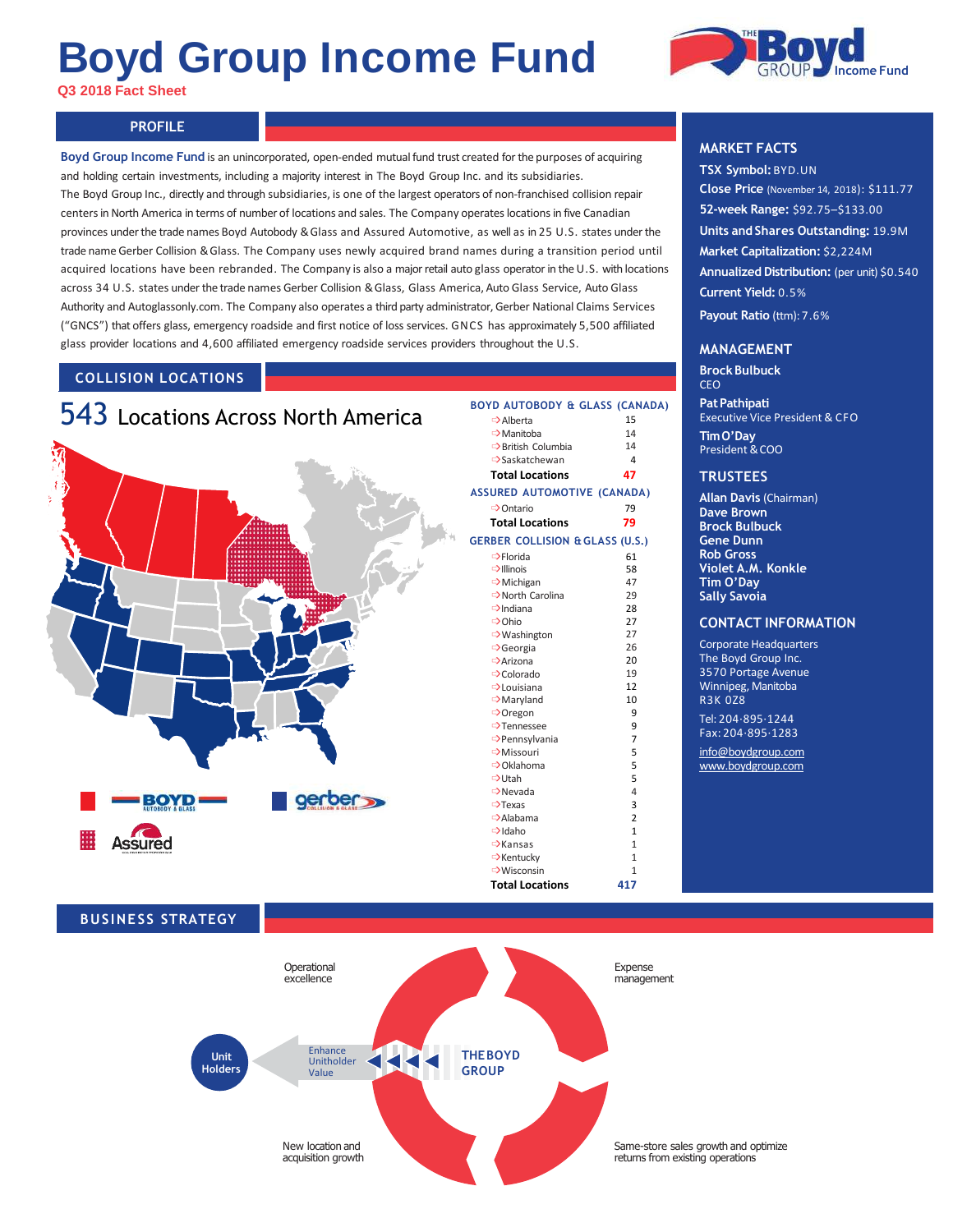# Boyd Group Income Fund

**Q3 2018 Fact Sheet**

## PROFILE

**Boyd Group Income Fund** is an unincorporated, open-ended mutual fund trust created for the purposes of acquiring and holding certain investments, including a majority interest in The Boyd Group Inc. and its subsidiaries.
The Boyd Group Inc., directly and through subsidiaries, is one of the largest operators of non-franchised collision repair centers in North America in terms of number of locations and sales. The Company operates locations in five Canadian provinces under the trade names Boyd Autobody & Glass and Assured Automotive, as well as in 25 U.S. states under the trade name Gerber Collision & Glass. The Company uses newly acquired brand names during a transition period until acquired locations have been rebranded. The Company is also a major retail auto glass operator in the U.S. with locations across 34 U.S. states under the trade names Gerber Collision & Glass, Glass America, Auto Glass Service, Auto Glass Authority and Autoglassonly.com. The Company also operates a third party administrator, Gerber National Claims Services ("GNCS") that offers glass, emergency roadside and first notice of loss services. GNCS has approximately 5,500 affiliated glass provider locations and 4,600 affiliated emergency roadside services providers throughout the U.S.

## COLLISION LOCATIONS

### 543 Locations Across North America

**BOYD AUTOBODY & GLASS (CANADA)**

| Province | Locations |
|---|---|
| Alberta | 15 |
| Manitoba | 14 |
| British Columbia | 14 |
| Saskatchewan | 4 |
| **Total Locations** | **47** |

**ASSURED AUTOMOTIVE (CANADA)**

| Province | Locations |
|---|---|
| Ontario | 79 |
| **Total Locations** | **79** |

**GERBER COLLISION & GLASS (U.S.)**

| State | Locations |
|---|---|
| Florida | 61 |
| Illinois | 58 |
| Michigan | 47 |
| North Carolina | 29 |
| Indiana | 28 |
| Ohio | 27 |
| Washington | 27 |
| Georgia | 26 |
| Arizona | 20 |
| Colorado | 19 |
| Louisiana | 12 |
| Maryland | 10 |
| Oregon | 9 |
| Tennessee | 9 |
| Pennsylvania | 7 |
| Missouri | 5 |
| Oklahoma | 5 |
| Utah | 5 |
| Nevada | 4 |
| Texas | 3 |
| Alabama | 2 |
| Idaho | 1 |
| Kansas | 1 |
| Kentucky | 1 |
| Wisconsin | 1 |
| **Total Locations** | **417** |

## MARKET FACTS

**TSX Symbol:** BYD.UN
**Close Price** (November 14, 2018): $111.77
**52-week Range:** $92.75–$133.00
**Units and Shares Outstanding:** 19.9M
**Market Capitalization:** $2,224M
**Annualized Distribution:** (per unit) $0.540
**Current Yield:** 0.5%
**Payout Ratio** (ttm): 7.6%

## MANAGEMENT

**Brock Bulbuck**
CEO

**Pat Pathipati**
Executive Vice President & CFO

**Tim O'Day**
President & COO

## TRUSTEES

**Allan Davis** (Chairman)
**Dave Brown**
**Brock Bulbuck**
**Gene Dunn**
**Rob Gross**
**Violet A.M. Konkle**
**Tim O'Day**
**Sally Savoia**

## CONTACT INFORMATION

Corporate Headquarters
The Boyd Group Inc.
3570 Portage Avenue
Winnipeg, Manitoba
R3K 0Z8

Tel: 204-895-1244
Fax: 204-895-1283

info@boydgroup.com
www.boydgroup.com

## BUSINESS STRATEGY

THE BOYD GROUP

- Operational excellence
- Expense management
- Same-store sales growth and optimize returns from existing operations
- New location and acquisition growth

Enhance Unitholder Value → Unit Holders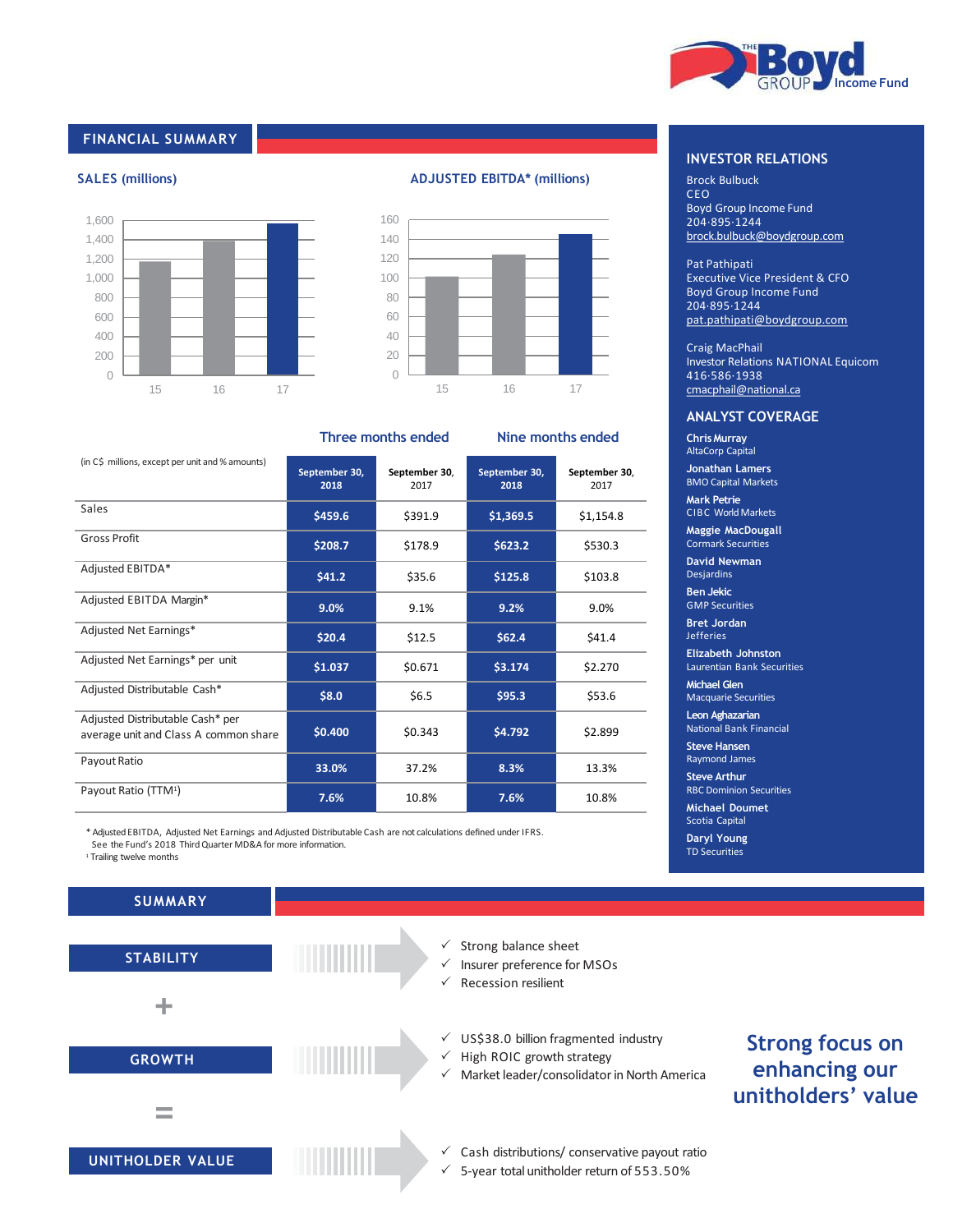## FINANCIAL SUMMARY

### SALES (millions)

1,600
1,400
1,200
1,000
800
600
400
200
0

15 16 17

### ADJUSTED EBITDA* (millions)

160
140
120
100
80
60
40
20
0

15 16 17

| (in C$ millions, except per unit and % amounts) | Three months ended September 30, 2018 | Three months ended September 30, 2017 | Nine months ended September 30, 2018 | Nine months ended September 30, 2017 |
|---|---|---|---|---|
| Sales | $459.6 | $391.9 | $1,369.5 | $1,154.8 |
| Gross Profit | $208.7 | $178.9 | $623.2 | $530.3 |
| Adjusted EBITDA* | $41.2 | $35.6 | $125.8 | $103.8 |
| Adjusted EBITDA Margin* | 9.0% | 9.1% | 9.2% | 9.0% |
| Adjusted Net Earnings* | $20.4 | $12.5 | $62.4 | $41.4 |
| Adjusted Net Earnings* per unit | $1.037 | $0.671 | $3.174 | $2.270 |
| Adjusted Distributable Cash* | $8.0 | $6.5 | $95.3 | $53.6 |
| Adjusted Distributable Cash* per average unit and Class A common share | $0.400 | $0.343 | $4.792 | $2.899 |
| Payout Ratio | 33.0% | 37.2% | 8.3% | 13.3% |
| Payout Ratio (TTM[1]) | 7.6% | 10.8% | 7.6% | 10.8% |

* Adjusted EBITDA, Adjusted Net Earnings and Adjusted Distributable Cash are not calculations defined under IFRS. See the Fund's 2018 Third Quarter MD&A for more information.
[1] Trailing twelve months

## INVESTOR RELATIONS

Brock Bulbuck
CEO
Boyd Group Income Fund
204·895·1244
brock.bulbuck@boydgroup.com

Pat Pathipati
Executive Vice President & CFO
Boyd Group Income Fund
204·895·1244
pat.pathipati@boydgroup.com

Craig MacPhail
Investor Relations NATIONAL Equicom
416·586·1938
cmacphail@national.ca

## ANALYST COVERAGE

**Chris Murray**
AltaCorp Capital

**Jonathan Lamers**
BMO Capital Markets

**Mark Petrie**
CIBC World Markets

**Maggie MacDougall**
Cormark Securities

**David Newman**
Desjardins

**Ben Jekic**
GMP Securities

**Bret Jordan**
Jefferies

**Elizabeth Johnston**
Laurentian Bank Securities

**Michael Glen**
Macquarie Securities

**Leon Aghazarian**
National Bank Financial

**Steve Hansen**
Raymond James

**Steve Arthur**
RBC Dominion Securities

**Michael Doumet**
Scotia Capital

**Daryl Young**
TD Securities

## SUMMARY

**STABILITY**
- ✓ Strong balance sheet
- ✓ Insurer preference for MSOs
- ✓ Recession resilient

+

**GROWTH**
- ✓ US$38.0 billion fragmented industry
- ✓ High ROIC growth strategy
- ✓ Market leader/consolidator in North America

=

**UNITHOLDER VALUE**
- ✓ Cash distributions/ conservative payout ratio
- ✓ 5-year total unitholder return of 553.50%

**Strong focus on enhancing our unitholders' value**